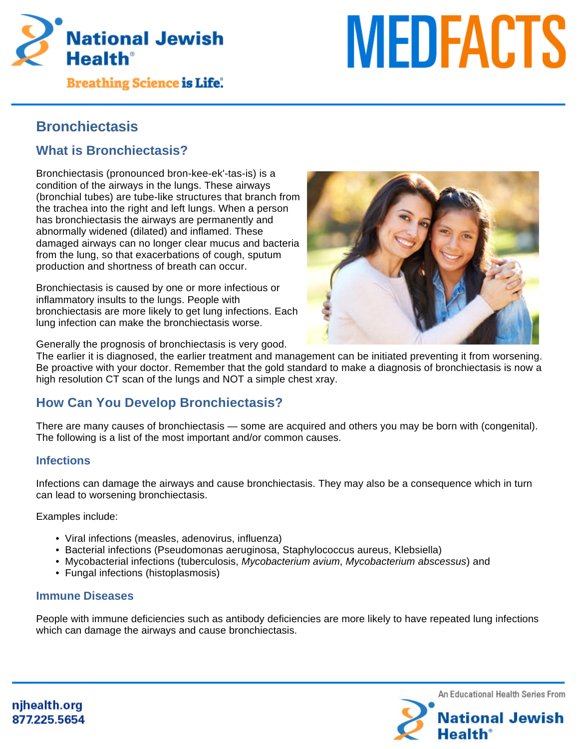# Bronchiectasis

## What is Bronchiectasis?

Bronchiectasis (pronounced bron-kee-ek'-tas-is) is a condition of the airways in the lungs. These airways (bronchial tubes) are tube-like structures that branch from the trachea into the right and left lungs. When a person has bronchiectasis the airways are permanently and abnormally widened (dilated) and inflamed. These damaged airways can no longer clear mucus and bacteria from the lung, so that exacerbations of cough, sputum production and shortness of breath can occur.

Bronchiectasis is caused by one or more infectious or inflammatory insults to the lungs. People with bronchiectasis are more likely to get lung infections. Each lung infection can make the bronchiectasis worse.

Generally the prognosis of bronchiectasis is very good. The earlier it is diagnosed, the earlier treatment and management can be initiated preventing it from worsening. Be proactive with your doctor. Remember that the gold standard to make a diagnosis of bronchiectasis is now a high resolution CT scan of the lungs and NOT a simple chest xray.

## How Can You Develop Bronchiectasis?

There are many causes of bronchiectasis — some are acquired and others you may be born with (congenital). The following is a list of the most important and/or common causes.

### Infections

Infections can damage the airways and cause bronchiectasis. They may also be a consequence which in turn can lead to worsening bronchiectasis.

Examples include:

- Viral infections (measles, adenovirus, influenza)
- Bacterial infections (Pseudomonas aeruginosa, Staphylococcus aureus, Klebsiella)
- Mycobacterial infections (tuberculosis, *Mycobacterium avium*, *Mycobacterium abscessus*) and
- Fungal infections (histoplasmosis)

### Immune Diseases

People with immune deficiencies such as antibody deficiencies are more likely to have repeated lung infections which can damage the airways and cause bronchiectasis.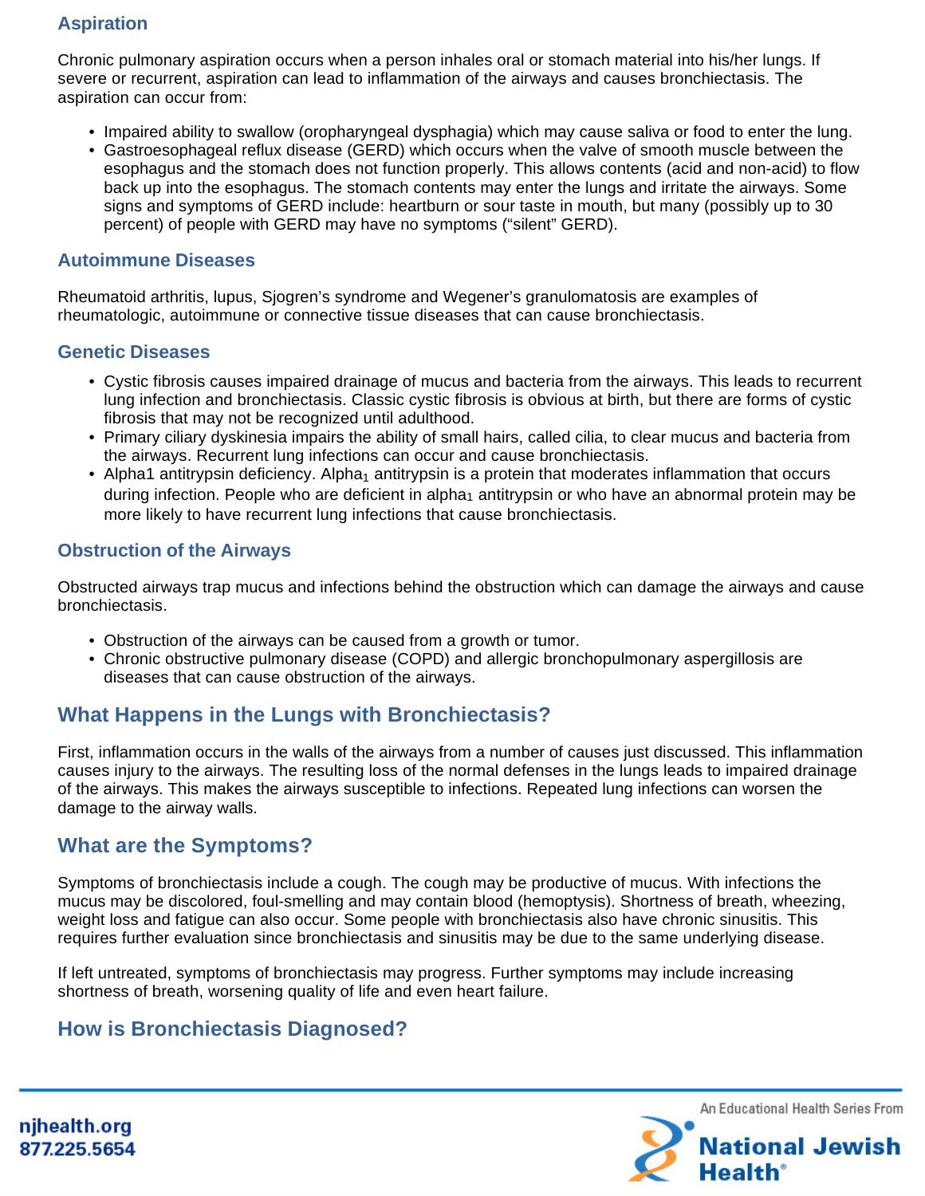### Aspiration

Chronic pulmonary aspiration occurs when a person inhales oral or stomach material into his/her lungs. If severe or recurrent, aspiration can lead to inflammation of the airways and causes bronchiectasis. The aspiration can occur from:

- Impaired ability to swallow (oropharyngeal dysphagia) which may cause saliva or food to enter the lung.
- Gastroesophageal reflux disease (GERD) which occurs when the valve of smooth muscle between the esophagus and the stomach does not function properly. This allows contents (acid and non-acid) to flow back up into the esophagus. The stomach contents may enter the lungs and irritate the airways. Some signs and symptoms of GERD include: heartburn or sour taste in mouth, but many (possibly up to 30 percent) of people with GERD may have no symptoms ("silent" GERD).

### Autoimmune Diseases

Rheumatoid arthritis, lupus, Sjogren's syndrome and Wegener's granulomatosis are examples of rheumatologic, autoimmune or connective tissue diseases that can cause bronchiectasis.

### Genetic Diseases

- Cystic fibrosis causes impaired drainage of mucus and bacteria from the airways. This leads to recurrent lung infection and bronchiectasis. Classic cystic fibrosis is obvious at birth, but there are forms of cystic fibrosis that may not be recognized until adulthood.
- Primary ciliary dyskinesia impairs the ability of small hairs, called cilia, to clear mucus and bacteria from the airways. Recurrent lung infections can occur and cause bronchiectasis.
- Alpha1 antitrypsin deficiency. Alpha$_1$ antitrypsin is a protein that moderates inflammation that occurs during infection. People who are deficient in alpha$_1$ antitrypsin or who have an abnormal protein may be more likely to have recurrent lung infections that cause bronchiectasis.

### Obstruction of the Airways

Obstructed airways trap mucus and infections behind the obstruction which can damage the airways and cause bronchiectasis.

- Obstruction of the airways can be caused from a growth or tumor.
- Chronic obstructive pulmonary disease (COPD) and allergic bronchopulmonary aspergillosis are diseases that can cause obstruction of the airways.

## What Happens in the Lungs with Bronchiectasis?

First, inflammation occurs in the walls of the airways from a number of causes just discussed. This inflammation causes injury to the airways. The resulting loss of the normal defenses in the lungs leads to impaired drainage of the airways. This makes the airways susceptible to infections. Repeated lung infections can worsen the damage to the airway walls.

## What are the Symptoms?

Symptoms of bronchiectasis include a cough. The cough may be productive of mucus. With infections the mucus may be discolored, foul-smelling and may contain blood (hemoptysis). Shortness of breath, wheezing, weight loss and fatigue can also occur. Some people with bronchiectasis also have chronic sinusitis. This requires further evaluation since bronchiectasis and sinusitis may be due to the same underlying disease.

If left untreated, symptoms of bronchiectasis may progress. Further symptoms may include increasing shortness of breath, worsening quality of life and even heart failure.

## How is Bronchiectasis Diagnosed?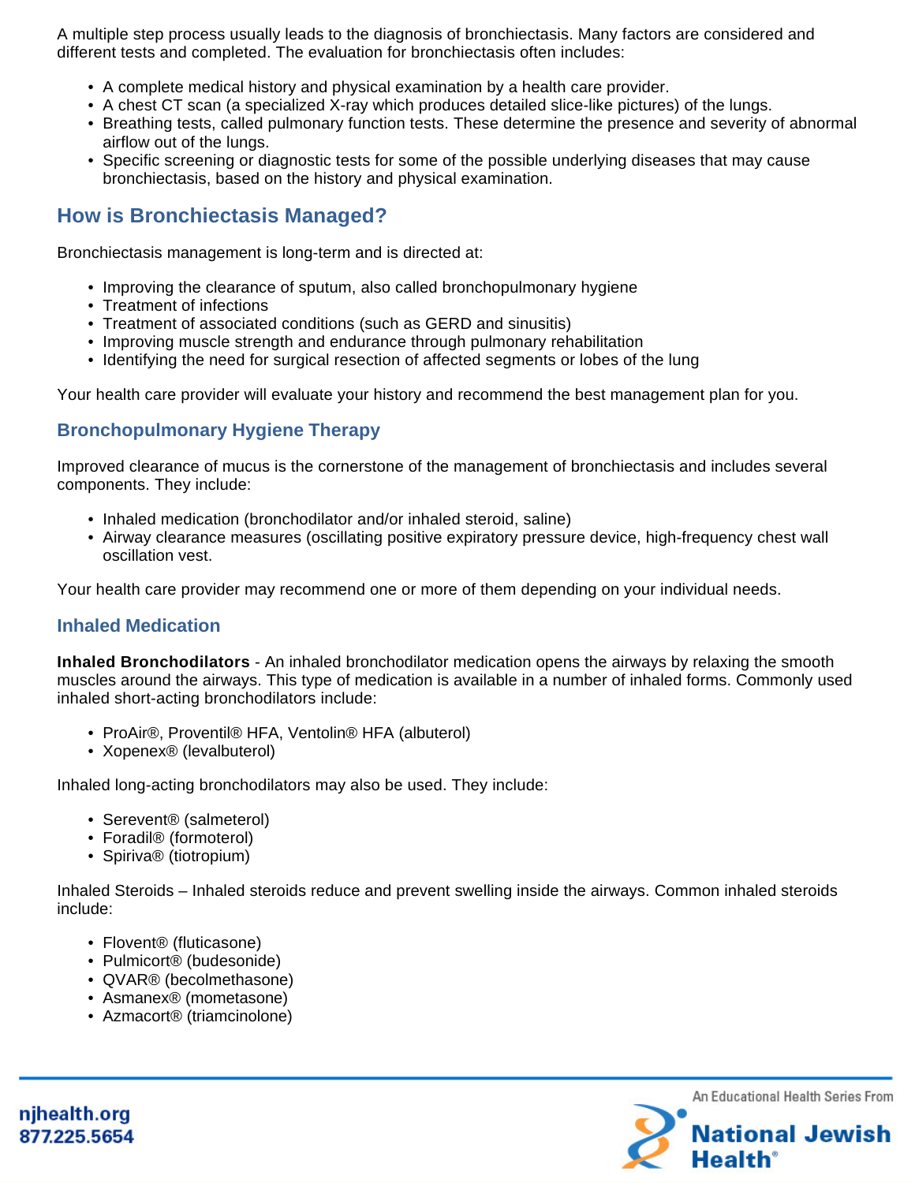A multiple step process usually leads to the diagnosis of bronchiectasis. Many factors are considered and different tests and completed. The evaluation for bronchiectasis often includes:

- A complete medical history and physical examination by a health care provider.
- A chest CT scan (a specialized X-ray which produces detailed slice-like pictures) of the lungs.
- Breathing tests, called pulmonary function tests. These determine the presence and severity of abnormal airflow out of the lungs.
- Specific screening or diagnostic tests for some of the possible underlying diseases that may cause bronchiectasis, based on the history and physical examination.

## How is Bronchiectasis Managed?

Bronchiectasis management is long-term and is directed at:

- Improving the clearance of sputum, also called bronchopulmonary hygiene
- Treatment of infections
- Treatment of associated conditions (such as GERD and sinusitis)
- Improving muscle strength and endurance through pulmonary rehabilitation
- Identifying the need for surgical resection of affected segments or lobes of the lung

Your health care provider will evaluate your history and recommend the best management plan for you.

### Bronchopulmonary Hygiene Therapy

Improved clearance of mucus is the cornerstone of the management of bronchiectasis and includes several components. They include:

- Inhaled medication (bronchodilator and/or inhaled steroid, saline)
- Airway clearance measures (oscillating positive expiratory pressure device, high-frequency chest wall oscillation vest.

Your health care provider may recommend one or more of them depending on your individual needs.

### Inhaled Medication

**Inhaled Bronchodilators** - An inhaled bronchodilator medication opens the airways by relaxing the smooth muscles around the airways. This type of medication is available in a number of inhaled forms. Commonly used inhaled short-acting bronchodilators include:

- ProAir®, Proventil® HFA, Ventolin® HFA (albuterol)
- Xopenex® (levalbuterol)

Inhaled long-acting bronchodilators may also be used. They include:

- Serevent® (salmeterol)
- Foradil® (formoterol)
- Spiriva® (tiotropium)

Inhaled Steroids – Inhaled steroids reduce and prevent swelling inside the airways. Common inhaled steroids include:

- Flovent® (fluticasone)
- Pulmicort® (budesonide)
- QVAR® (becolmethasone)
- Asmanex® (mometasone)
- Azmacort® (triamcinolone)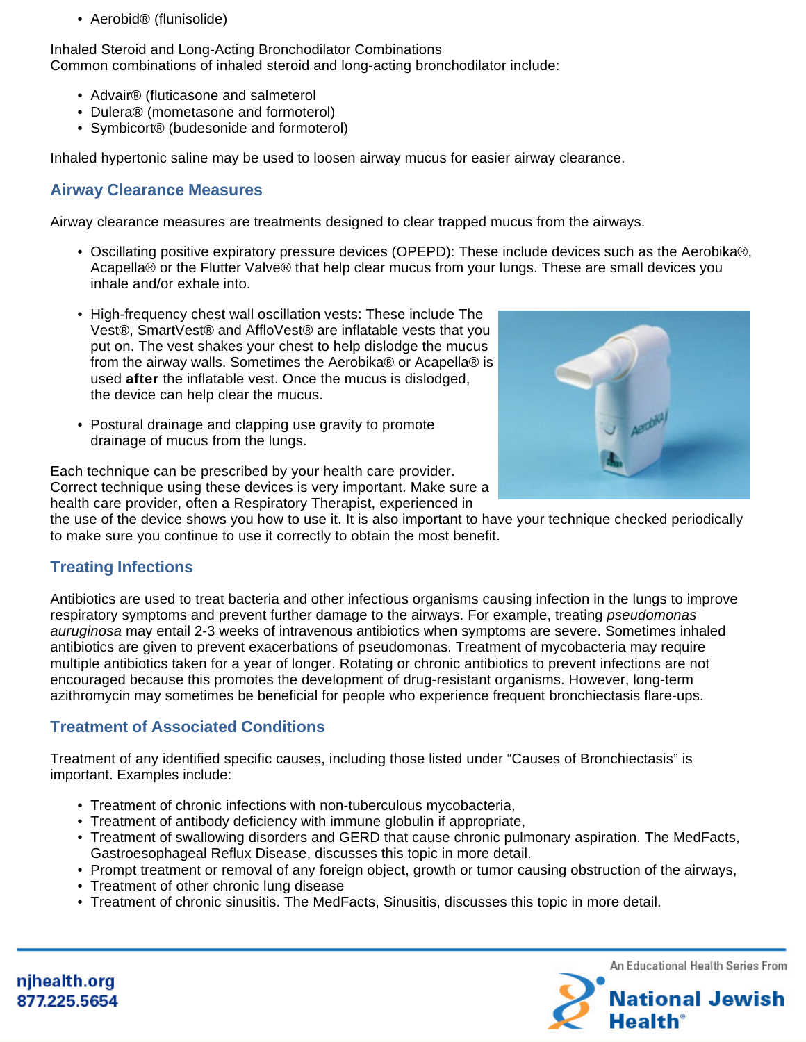- Aerobid® (flunisolide)

Inhaled Steroid and Long-Acting Bronchodilator Combinations
Common combinations of inhaled steroid and long-acting bronchodilator include:

- Advair® (fluticasone and salmeterol
- Dulera® (mometasone and formoterol)
- Symbicort® (budesonide and formoterol)

Inhaled hypertonic saline may be used to loosen airway mucus for easier airway clearance.

## Airway Clearance Measures

Airway clearance measures are treatments designed to clear trapped mucus from the airways.

- Oscillating positive expiratory pressure devices (OPEPD): These include devices such as the Aerobika®, Acapella® or the Flutter Valve® that help clear mucus from your lungs. These are small devices you inhale and/or exhale into.

- High-frequency chest wall oscillation vests: These include The Vest®, SmartVest® and AffloVest® are inflatable vests that you put on. The vest shakes your chest to help dislodge the mucus from the airway walls. Sometimes the Aerobika® or Acapella® is used **after** the inflatable vest. Once the mucus is dislodged, the device can help clear the mucus.

- Postural drainage and clapping use gravity to promote drainage of mucus from the lungs.

Each technique can be prescribed by your health care provider. Correct technique using these devices is very important. Make sure a health care provider, often a Respiratory Therapist, experienced in the use of the device shows you how to use it. It is also important to have your technique checked periodically to make sure you continue to use it correctly to obtain the most benefit.

## Treating Infections

Antibiotics are used to treat bacteria and other infectious organisms causing infection in the lungs to improve respiratory symptoms and prevent further damage to the airways. For example, treating *pseudomonas auruginosa* may entail 2-3 weeks of intravenous antibiotics when symptoms are severe. Sometimes inhaled antibiotics are given to prevent exacerbations of pseudomonas. Treatment of mycobacteria may require multiple antibiotics taken for a year of longer. Rotating or chronic antibiotics to prevent infections are not encouraged because this promotes the development of drug-resistant organisms. However, long-term azithromycin may sometimes be beneficial for people who experience frequent bronchiectasis flare-ups.

## Treatment of Associated Conditions

Treatment of any identified specific causes, including those listed under "Causes of Bronchiectasis" is important. Examples include:

- Treatment of chronic infections with non-tuberculous mycobacteria,
- Treatment of antibody deficiency with immune globulin if appropriate,
- Treatment of swallowing disorders and GERD that cause chronic pulmonary aspiration. The MedFacts, Gastroesophageal Reflux Disease, discusses this topic in more detail.
- Prompt treatment or removal of any foreign object, growth or tumor causing obstruction of the airways,
- Treatment of other chronic lung disease
- Treatment of chronic sinusitis. The MedFacts, Sinusitis, discusses this topic in more detail.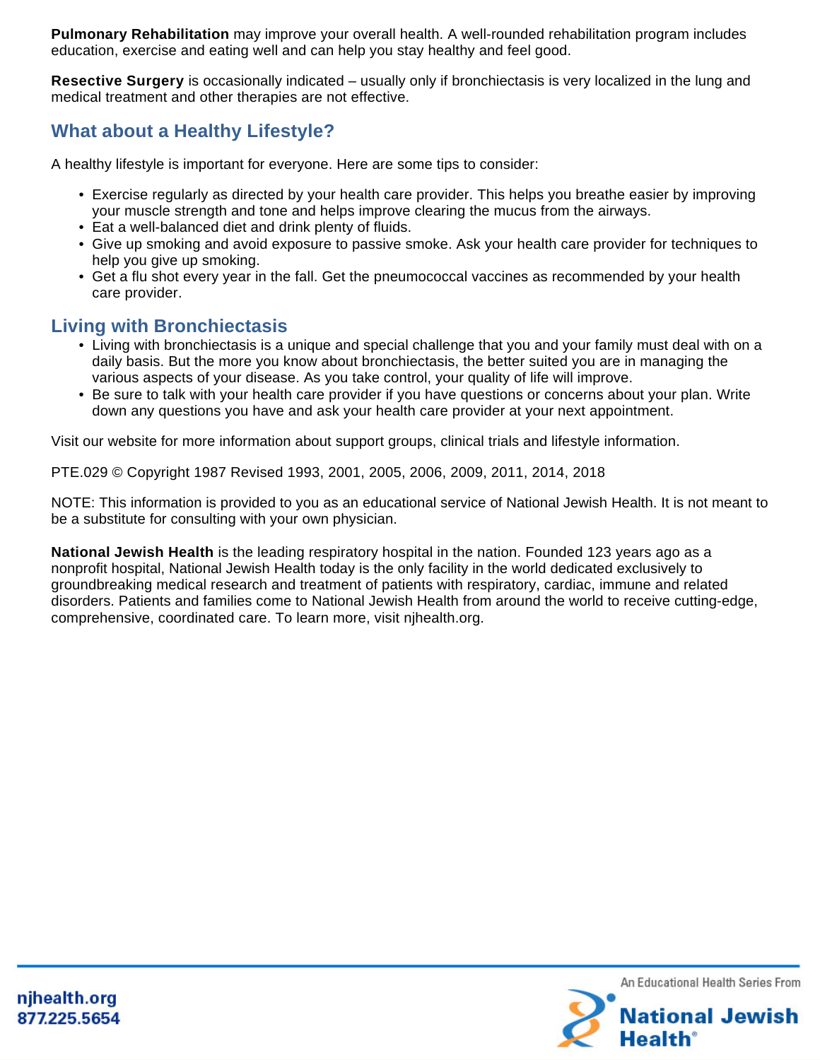**Pulmonary Rehabilitation** may improve your overall health. A well-rounded rehabilitation program includes education, exercise and eating well and can help you stay healthy and feel good.

**Resective Surgery** is occasionally indicated – usually only if bronchiectasis is very localized in the lung and medical treatment and other therapies are not effective.

## What about a Healthy Lifestyle?

A healthy lifestyle is important for everyone. Here are some tips to consider:

- Exercise regularly as directed by your health care provider. This helps you breathe easier by improving your muscle strength and tone and helps improve clearing the mucus from the airways.
- Eat a well-balanced diet and drink plenty of fluids.
- Give up smoking and avoid exposure to passive smoke. Ask your health care provider for techniques to help you give up smoking.
- Get a flu shot every year in the fall. Get the pneumococcal vaccines as recommended by your health care provider.

## Living with Bronchiectasis

- Living with bronchiectasis is a unique and special challenge that you and your family must deal with on a daily basis. But the more you know about bronchiectasis, the better suited you are in managing the various aspects of your disease. As you take control, your quality of life will improve.
- Be sure to talk with your health care provider if you have questions or concerns about your plan. Write down any questions you have and ask your health care provider at your next appointment.

Visit our website for more information about support groups, clinical trials and lifestyle information.

PTE.029 © Copyright 1987 Revised 1993, 2001, 2005, 2006, 2009, 2011, 2014, 2018

NOTE: This information is provided to you as an educational service of National Jewish Health. It is not meant to be a substitute for consulting with your own physician.

**National Jewish Health** is the leading respiratory hospital in the nation. Founded 123 years ago as a nonprofit hospital, National Jewish Health today is the only facility in the world dedicated exclusively to groundbreaking medical research and treatment of patients with respiratory, cardiac, immune and related disorders. Patients and families come to National Jewish Health from around the world to receive cutting-edge, comprehensive, coordinated care. To learn more, visit njhealth.org.